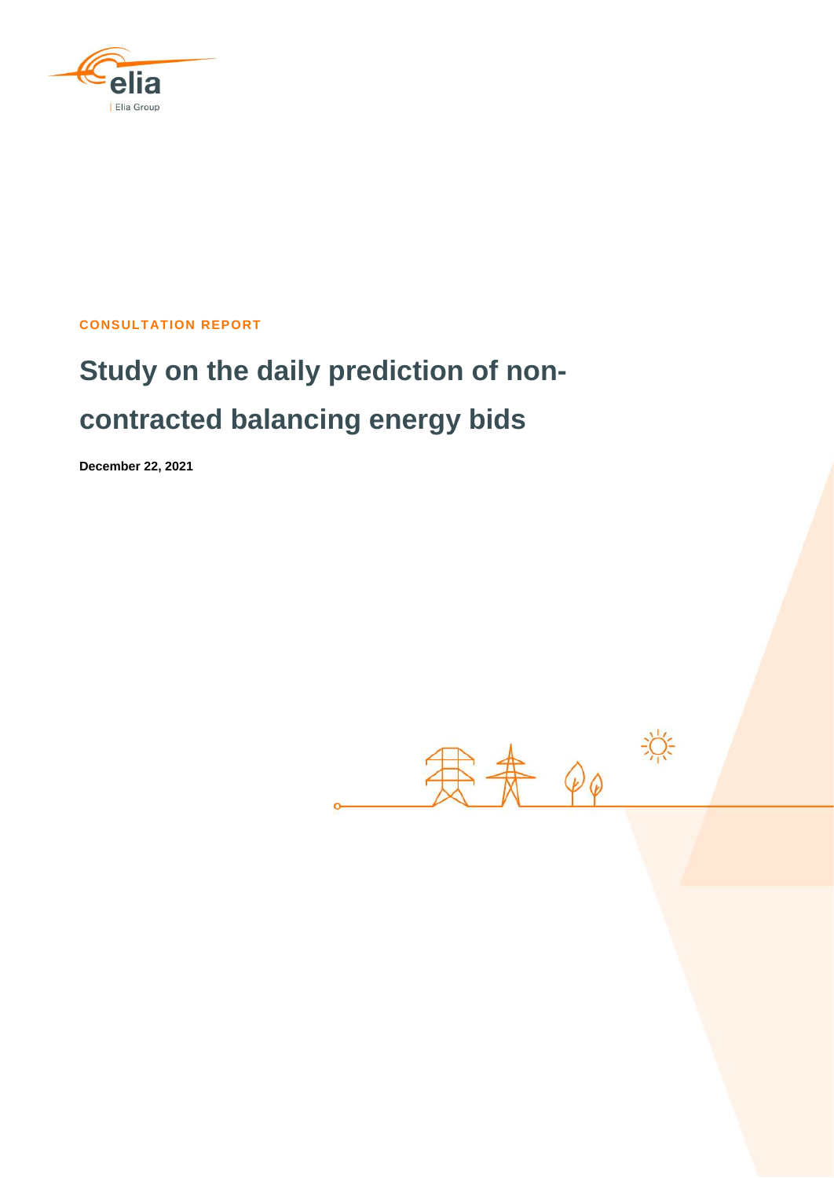elia

| Elia Group

**CONSULTATION REPORT**

# Study on the daily prediction of non-contracted balancing energy bids

**December 22, 2021**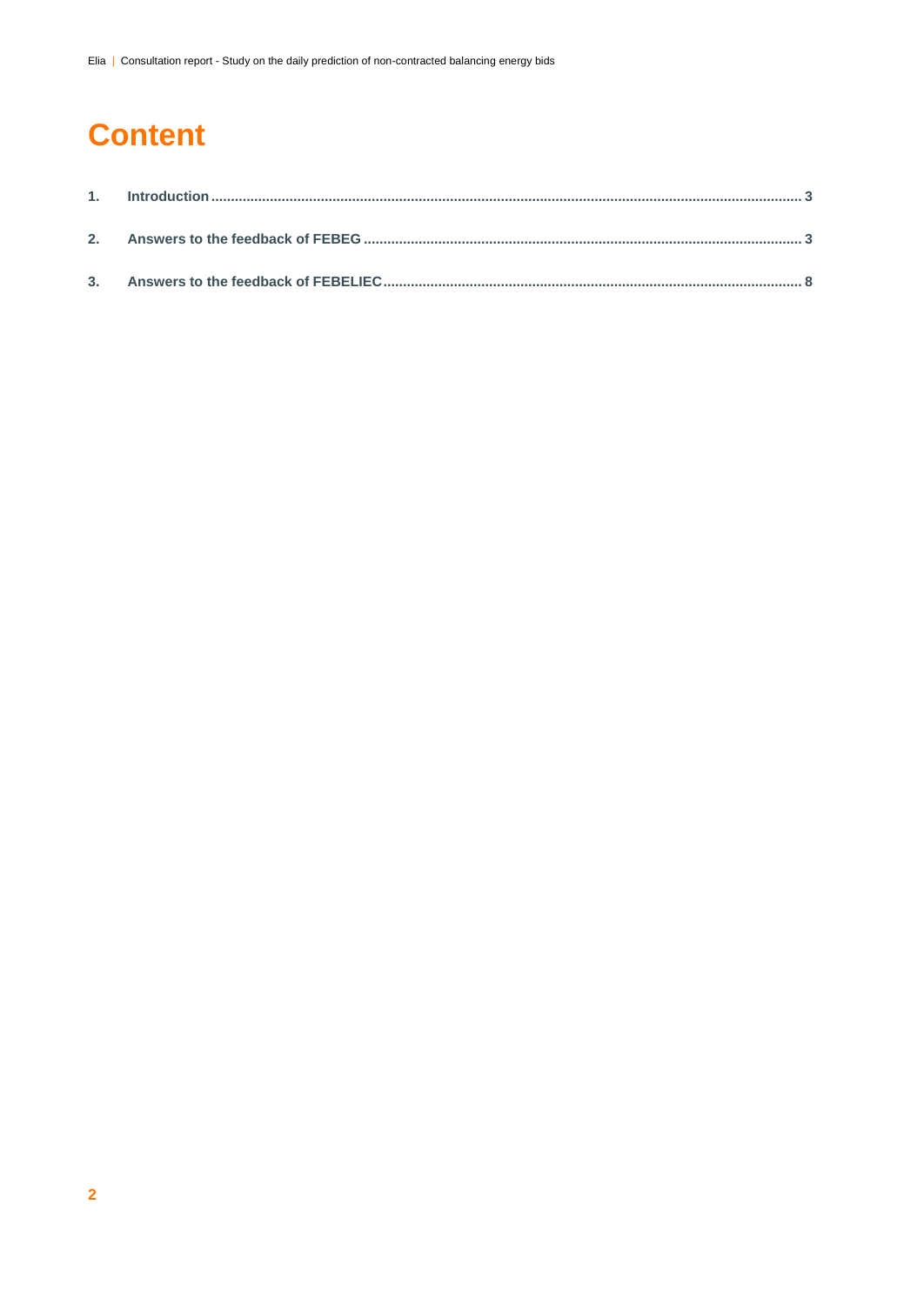# Content

1. Introduction ........................................ 3
2. Answers to the feedback of FEBEG ........................................ 3
3. Answers to the feedback of FEBELIEC ........................................ 8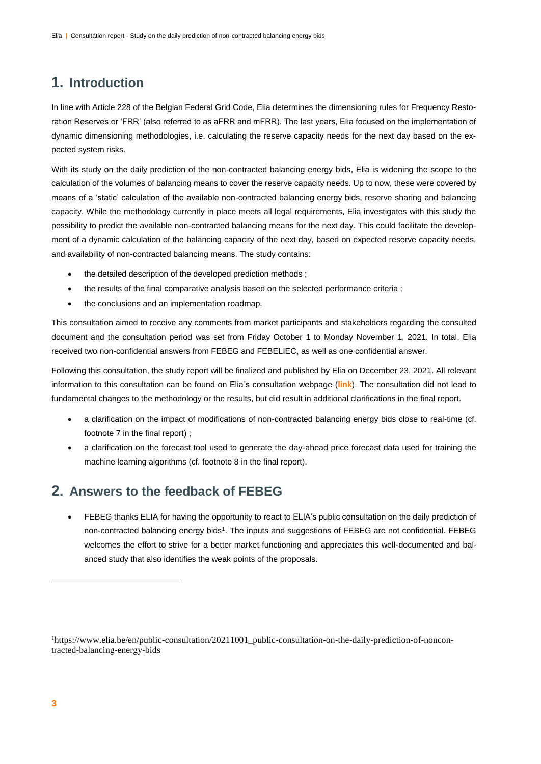# 1. Introduction

In line with Article 228 of the Belgian Federal Grid Code, Elia determines the dimensioning rules for Frequency Restoration Reserves or 'FRR' (also referred to as aFRR and mFRR). The last years, Elia focused on the implementation of dynamic dimensioning methodologies, i.e. calculating the reserve capacity needs for the next day based on the expected system risks.

With its study on the daily prediction of the non-contracted balancing energy bids, Elia is widening the scope to the calculation of the volumes of balancing means to cover the reserve capacity needs. Up to now, these were covered by means of a 'static' calculation of the available non-contracted balancing energy bids, reserve sharing and balancing capacity. While the methodology currently in place meets all legal requirements, Elia investigates with this study the possibility to predict the available non-contracted balancing means for the next day. This could facilitate the development of a dynamic calculation of the balancing capacity of the next day, based on expected reserve capacity needs, and availability of non-contracted balancing means. The study contains:

- the detailed description of the developed prediction methods ;
- the results of the final comparative analysis based on the selected performance criteria ;
- the conclusions and an implementation roadmap.

This consultation aimed to receive any comments from market participants and stakeholders regarding the consulted document and the consultation period was set from Friday October 1 to Monday November 1, 2021. In total, Elia received two non-confidential answers from FEBEG and FEBELIEC, as well as one confidential answer.

Following this consultation, the study report will be finalized and published by Elia on December 23, 2021. All relevant information to this consultation can be found on Elia's consultation webpage (**link**). The consultation did not lead to fundamental changes to the methodology or the results, but did result in additional clarifications in the final report.

- a clarification on the impact of modifications of non-contracted balancing energy bids close to real-time (cf. footnote 7 in the final report) ;
- a clarification on the forecast tool used to generate the day-ahead price forecast data used for training the machine learning algorithms (cf. footnote 8 in the final report).

# 2. Answers to the feedback of FEBEG

- FEBEG thanks ELIA for having the opportunity to react to ELIA's public consultation on the daily prediction of non-contracted balancing energy bids[1]. The inputs and suggestions of FEBEG are not confidential. FEBEG welcomes the effort to strive for a better market functioning and appreciates this well-documented and balanced study that also identifies the weak points of the proposals.

[1] https://www.elia.be/en/public-consultation/20211001_public-consultation-on-the-daily-prediction-of-noncontracted-balancing-energy-bids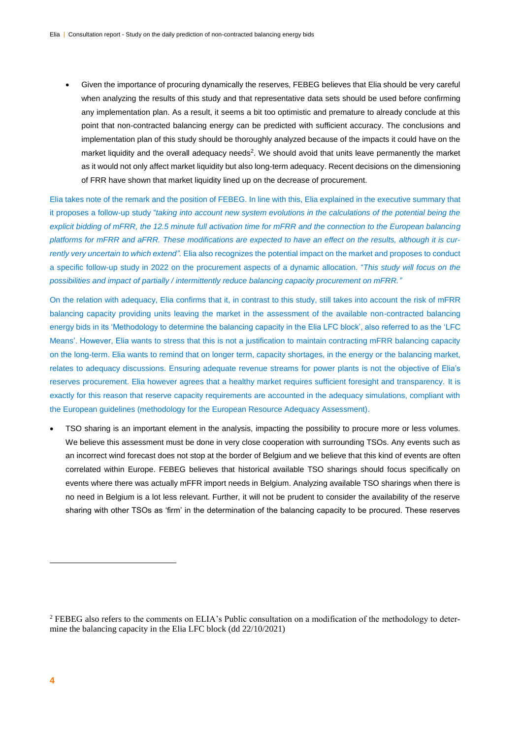- Given the importance of procuring dynamically the reserves, FEBEG believes that Elia should be very careful when analyzing the results of this study and that representative data sets should be used before confirming any implementation plan. As a result, it seems a bit too optimistic and premature to already conclude at this point that non-contracted balancing energy can be predicted with sufficient accuracy. The conclusions and implementation plan of this study should be thoroughly analyzed because of the impacts it could have on the market liquidity and the overall adequacy needs[2]. We should avoid that units leave permanently the market as it would not only affect market liquidity but also long-term adequacy. Recent decisions on the dimensioning of FRR have shown that market liquidity lined up on the decrease of procurement.

Elia takes note of the remark and the position of FEBEG. In line with this, Elia explained in the executive summary that it proposes a follow-up study "*taking into account new system evolutions in the calculations of the potential being the explicit bidding of mFRR, the 12.5 minute full activation time for mFRR and the connection to the European balancing platforms for mFRR and aFRR. These modifications are expected to have an effect on the results, although it is currently very uncertain to which extend".* Elia also recognizes the potential impact on the market and proposes to conduct a specific follow-up study in 2022 on the procurement aspects of a dynamic allocation. "*This study will focus on the possibilities and impact of partially / intermittently reduce balancing capacity procurement on mFRR."*

On the relation with adequacy, Elia confirms that it, in contrast to this study, still takes into account the risk of mFRR balancing capacity providing units leaving the market in the assessment of the available non-contracted balancing energy bids in its 'Methodology to determine the balancing capacity in the Elia LFC block', also referred to as the 'LFC Means'. However, Elia wants to stress that this is not a justification to maintain contracting mFRR balancing capacity on the long-term. Elia wants to remind that on longer term, capacity shortages, in the energy or the balancing market, relates to adequacy discussions. Ensuring adequate revenue streams for power plants is not the objective of Elia's reserves procurement. Elia however agrees that a healthy market requires sufficient foresight and transparency. It is exactly for this reason that reserve capacity requirements are accounted in the adequacy simulations, compliant with the European guidelines (methodology for the European Resource Adequacy Assessment).

- TSO sharing is an important element in the analysis, impacting the possibility to procure more or less volumes. We believe this assessment must be done in very close cooperation with surrounding TSOs. Any events such as an incorrect wind forecast does not stop at the border of Belgium and we believe that this kind of events are often correlated within Europe. FEBEG believes that historical available TSO sharings should focus specifically on events where there was actually mFFR import needs in Belgium. Analyzing available TSO sharings when there is no need in Belgium is a lot less relevant. Further, it will not be prudent to consider the availability of the reserve sharing with other TSOs as 'firm' in the determination of the balancing capacity to be procured. These reserves

[2] FEBEG also refers to the comments on ELIA's Public consultation on a modification of the methodology to determine the balancing capacity in the Elia LFC block (dd 22/10/2021)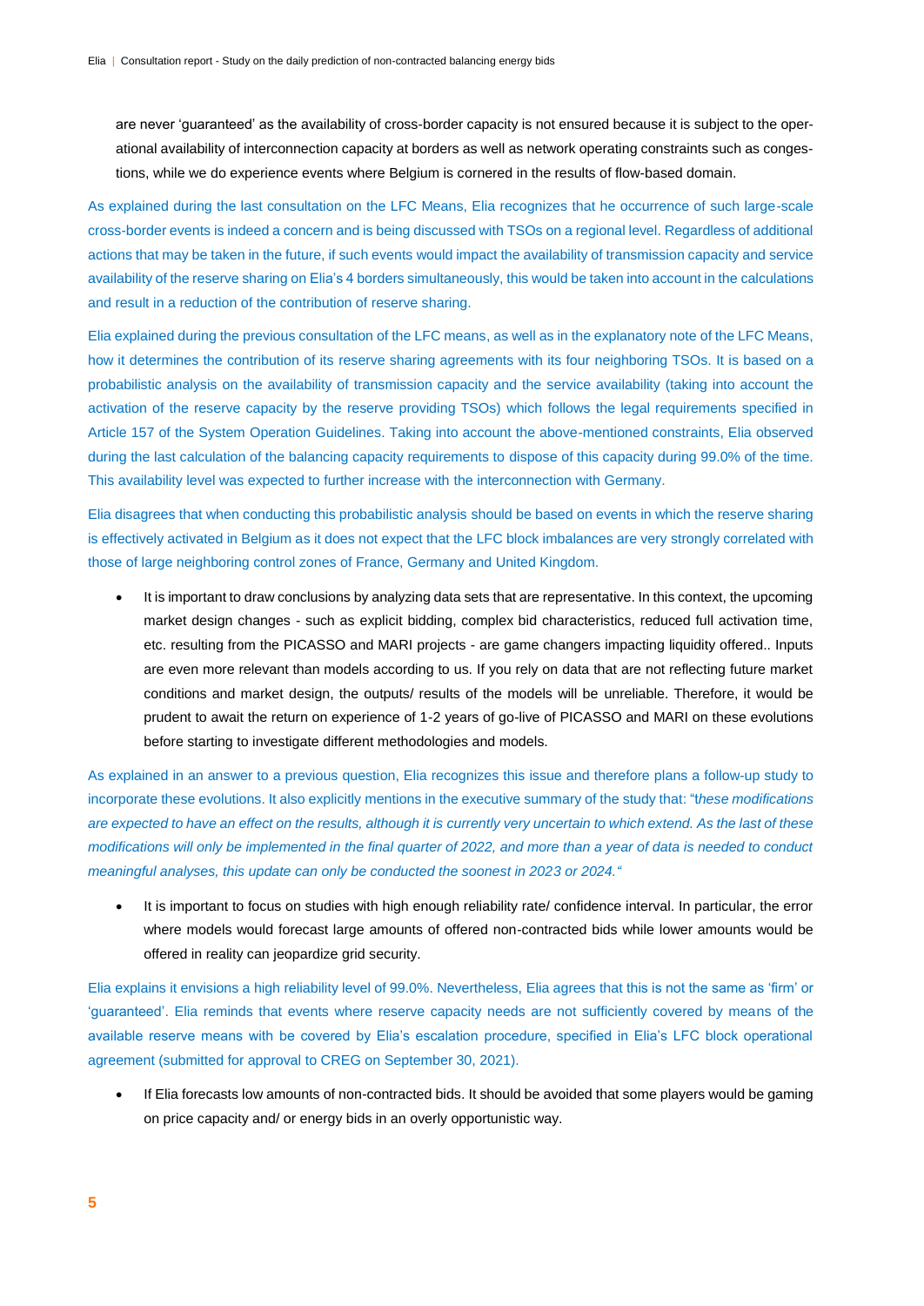are never 'guaranteed' as the availability of cross-border capacity is not ensured because it is subject to the operational availability of interconnection capacity at borders as well as network operating constraints such as congestions, while we do experience events where Belgium is cornered in the results of flow-based domain.

As explained during the last consultation on the LFC Means, Elia recognizes that he occurrence of such large-scale cross-border events is indeed a concern and is being discussed with TSOs on a regional level. Regardless of additional actions that may be taken in the future, if such events would impact the availability of transmission capacity and service availability of the reserve sharing on Elia's 4 borders simultaneously, this would be taken into account in the calculations and result in a reduction of the contribution of reserve sharing.

Elia explained during the previous consultation of the LFC means, as well as in the explanatory note of the LFC Means, how it determines the contribution of its reserve sharing agreements with its four neighboring TSOs. It is based on a probabilistic analysis on the availability of transmission capacity and the service availability (taking into account the activation of the reserve capacity by the reserve providing TSOs) which follows the legal requirements specified in Article 157 of the System Operation Guidelines. Taking into account the above-mentioned constraints, Elia observed during the last calculation of the balancing capacity requirements to dispose of this capacity during 99.0% of the time. This availability level was expected to further increase with the interconnection with Germany.

Elia disagrees that when conducting this probabilistic analysis should be based on events in which the reserve sharing is effectively activated in Belgium as it does not expect that the LFC block imbalances are very strongly correlated with those of large neighboring control zones of France, Germany and United Kingdom.

- It is important to draw conclusions by analyzing data sets that are representative. In this context, the upcoming market design changes - such as explicit bidding, complex bid characteristics, reduced full activation time, etc. resulting from the PICASSO and MARI projects - are game changers impacting liquidity offered.. Inputs are even more relevant than models according to us. If you rely on data that are not reflecting future market conditions and market design, the outputs/ results of the models will be unreliable. Therefore, it would be prudent to await the return on experience of 1-2 years of go-live of PICASSO and MARI on these evolutions before starting to investigate different methodologies and models.

As explained in an answer to a previous question, Elia recognizes this issue and therefore plans a follow-up study to incorporate these evolutions. It also explicitly mentions in the executive summary of the study that: "*these modifications are expected to have an effect on the results, although it is currently very uncertain to which extend. As the last of these modifications will only be implemented in the final quarter of 2022, and more than a year of data is needed to conduct meaningful analyses, this update can only be conducted the soonest in 2023 or 2024.*"

- It is important to focus on studies with high enough reliability rate/ confidence interval. In particular, the error where models would forecast large amounts of offered non-contracted bids while lower amounts would be offered in reality can jeopardize grid security.

Elia explains it envisions a high reliability level of 99.0%. Nevertheless, Elia agrees that this is not the same as 'firm' or 'guaranteed'. Elia reminds that events where reserve capacity needs are not sufficiently covered by means of the available reserve means with be covered by Elia's escalation procedure, specified in Elia's LFC block operational agreement (submitted for approval to CREG on September 30, 2021).

- If Elia forecasts low amounts of non-contracted bids. It should be avoided that some players would be gaming on price capacity and/ or energy bids in an overly opportunistic way.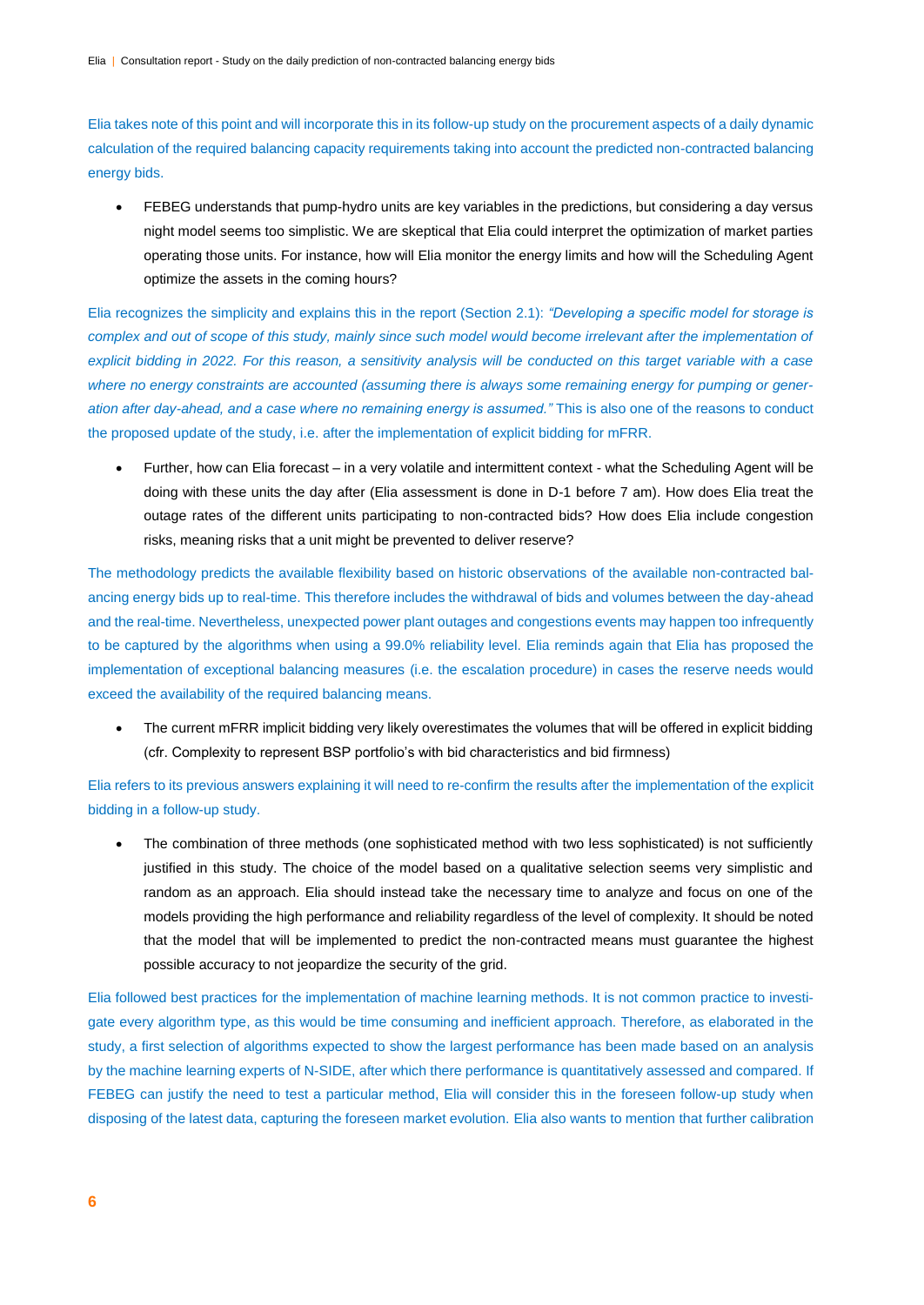Elia takes note of this point and will incorporate this in its follow-up study on the procurement aspects of a daily dynamic calculation of the required balancing capacity requirements taking into account the predicted non-contracted balancing energy bids.

- FEBEG understands that pump-hydro units are key variables in the predictions, but considering a day versus night model seems too simplistic. We are skeptical that Elia could interpret the optimization of market parties operating those units. For instance, how will Elia monitor the energy limits and how will the Scheduling Agent optimize the assets in the coming hours?

Elia recognizes the simplicity and explains this in the report (Section 2.1): *"Developing a specific model for storage is complex and out of scope of this study, mainly since such model would become irrelevant after the implementation of explicit bidding in 2022. For this reason, a sensitivity analysis will be conducted on this target variable with a case where no energy constraints are accounted (assuming there is always some remaining energy for pumping or generation after day-ahead, and a case where no remaining energy is assumed."* This is also one of the reasons to conduct the proposed update of the study, i.e. after the implementation of explicit bidding for mFRR.

- Further, how can Elia forecast – in a very volatile and intermittent context - what the Scheduling Agent will be doing with these units the day after (Elia assessment is done in D-1 before 7 am). How does Elia treat the outage rates of the different units participating to non-contracted bids? How does Elia include congestion risks, meaning risks that a unit might be prevented to deliver reserve?

The methodology predicts the available flexibility based on historic observations of the available non-contracted balancing energy bids up to real-time. This therefore includes the withdrawal of bids and volumes between the day-ahead and the real-time. Nevertheless, unexpected power plant outages and congestions events may happen too infrequently to be captured by the algorithms when using a 99.0% reliability level. Elia reminds again that Elia has proposed the implementation of exceptional balancing measures (i.e. the escalation procedure) in cases the reserve needs would exceed the availability of the required balancing means.

- The current mFRR implicit bidding very likely overestimates the volumes that will be offered in explicit bidding (cfr. Complexity to represent BSP portfolio's with bid characteristics and bid firmness)

Elia refers to its previous answers explaining it will need to re-confirm the results after the implementation of the explicit bidding in a follow-up study.

- The combination of three methods (one sophisticated method with two less sophisticated) is not sufficiently justified in this study. The choice of the model based on a qualitative selection seems very simplistic and random as an approach. Elia should instead take the necessary time to analyze and focus on one of the models providing the high performance and reliability regardless of the level of complexity. It should be noted that the model that will be implemented to predict the non-contracted means must guarantee the highest possible accuracy to not jeopardize the security of the grid.

Elia followed best practices for the implementation of machine learning methods. It is not common practice to investigate every algorithm type, as this would be time consuming and inefficient approach. Therefore, as elaborated in the study, a first selection of algorithms expected to show the largest performance has been made based on an analysis by the machine learning experts of N-SIDE, after which there performance is quantitatively assessed and compared. If FEBEG can justify the need to test a particular method, Elia will consider this in the foreseen follow-up study when disposing of the latest data, capturing the foreseen market evolution. Elia also wants to mention that further calibration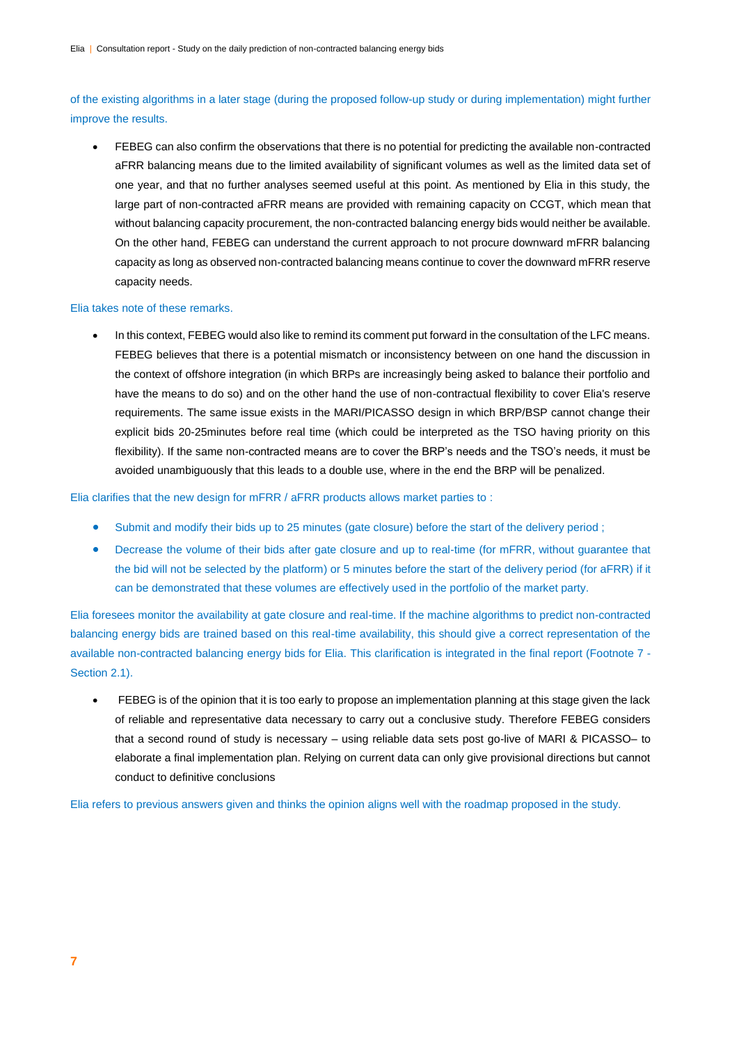of the existing algorithms in a later stage (during the proposed follow-up study or during implementation) might further improve the results.

- FEBEG can also confirm the observations that there is no potential for predicting the available non-contracted aFRR balancing means due to the limited availability of significant volumes as well as the limited data set of one year, and that no further analyses seemed useful at this point. As mentioned by Elia in this study, the large part of non-contracted aFRR means are provided with remaining capacity on CCGT, which mean that without balancing capacity procurement, the non-contracted balancing energy bids would neither be available. On the other hand, FEBEG can understand the current approach to not procure downward mFRR balancing capacity as long as observed non-contracted balancing means continue to cover the downward mFRR reserve capacity needs.

Elia takes note of these remarks.

- In this context, FEBEG would also like to remind its comment put forward in the consultation of the LFC means. FEBEG believes that there is a potential mismatch or inconsistency between on one hand the discussion in the context of offshore integration (in which BRPs are increasingly being asked to balance their portfolio and have the means to do so) and on the other hand the use of non-contractual flexibility to cover Elia's reserve requirements. The same issue exists in the MARI/PICASSO design in which BRP/BSP cannot change their explicit bids 20-25minutes before real time (which could be interpreted as the TSO having priority on this flexibility). If the same non-contracted means are to cover the BRP's needs and the TSO's needs, it must be avoided unambiguously that this leads to a double use, where in the end the BRP will be penalized.

Elia clarifies that the new design for mFRR / aFRR products allows market parties to :

- Submit and modify their bids up to 25 minutes (gate closure) before the start of the delivery period ;
- Decrease the volume of their bids after gate closure and up to real-time (for mFRR, without guarantee that the bid will not be selected by the platform) or 5 minutes before the start of the delivery period (for aFRR) if it can be demonstrated that these volumes are effectively used in the portfolio of the market party.

Elia foresees monitor the availability at gate closure and real-time. If the machine algorithms to predict non-contracted balancing energy bids are trained based on this real-time availability, this should give a correct representation of the available non-contracted balancing energy bids for Elia. This clarification is integrated in the final report (Footnote 7 - Section 2.1).

- FEBEG is of the opinion that it is too early to propose an implementation planning at this stage given the lack of reliable and representative data necessary to carry out a conclusive study. Therefore FEBEG considers that a second round of study is necessary – using reliable data sets post go-live of MARI & PICASSO– to elaborate a final implementation plan. Relying on current data can only give provisional directions but cannot conduct to definitive conclusions

Elia refers to previous answers given and thinks the opinion aligns well with the roadmap proposed in the study.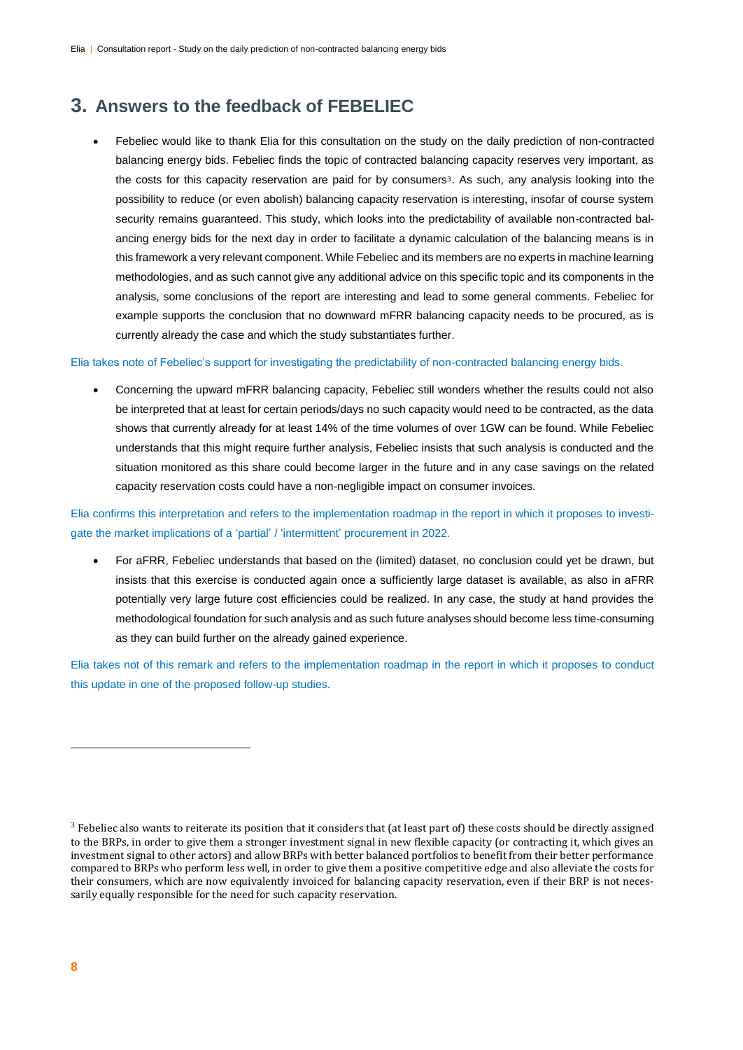# 3. Answers to the feedback of FEBELIEC

- Febeliec would like to thank Elia for this consultation on the study on the daily prediction of non-contracted balancing energy bids. Febeliec finds the topic of contracted balancing capacity reserves very important, as the costs for this capacity reservation are paid for by consumers[3]. As such, any analysis looking into the possibility to reduce (or even abolish) balancing capacity reservation is interesting, insofar of course system security remains guaranteed. This study, which looks into the predictability of available non-contracted balancing energy bids for the next day in order to facilitate a dynamic calculation of the balancing means is in this framework a very relevant component. While Febeliec and its members are no experts in machine learning methodologies, and as such cannot give any additional advice on this specific topic and its components in the analysis, some conclusions of the report are interesting and lead to some general comments. Febeliec for example supports the conclusion that no downward mFRR balancing capacity needs to be procured, as is currently already the case and which the study substantiates further.

Elia takes note of Febeliec's support for investigating the predictability of non-contracted balancing energy bids.

- Concerning the upward mFRR balancing capacity, Febeliec still wonders whether the results could not also be interpreted that at least for certain periods/days no such capacity would need to be contracted, as the data shows that currently already for at least 14% of the time volumes of over 1GW can be found. While Febeliec understands that this might require further analysis, Febeliec insists that such analysis is conducted and the situation monitored as this share could become larger in the future and in any case savings on the related capacity reservation costs could have a non-negligible impact on consumer invoices.

Elia confirms this interpretation and refers to the implementation roadmap in the report in which it proposes to investigate the market implications of a 'partial' / 'intermittent' procurement in 2022.

- For aFRR, Febeliec understands that based on the (limited) dataset, no conclusion could yet be drawn, but insists that this exercise is conducted again once a sufficiently large dataset is available, as also in aFRR potentially very large future cost efficiencies could be realized. In any case, the study at hand provides the methodological foundation for such analysis and as such future analyses should become less time-consuming as they can build further on the already gained experience.

Elia takes not of this remark and refers to the implementation roadmap in the report in which it proposes to conduct this update in one of the proposed follow-up studies.

---

[3] Febeliec also wants to reiterate its position that it considers that (at least part of) these costs should be directly assigned to the BRPs, in order to give them a stronger investment signal in new flexible capacity (or contracting it, which gives an investment signal to other actors) and allow BRPs with better balanced portfolios to benefit from their better performance compared to BRPs who perform less well, in order to give them a positive competitive edge and also alleviate the costs for their consumers, which are now equivalently invoiced for balancing capacity reservation, even if their BRP is not necessarily equally responsible for the need for such capacity reservation.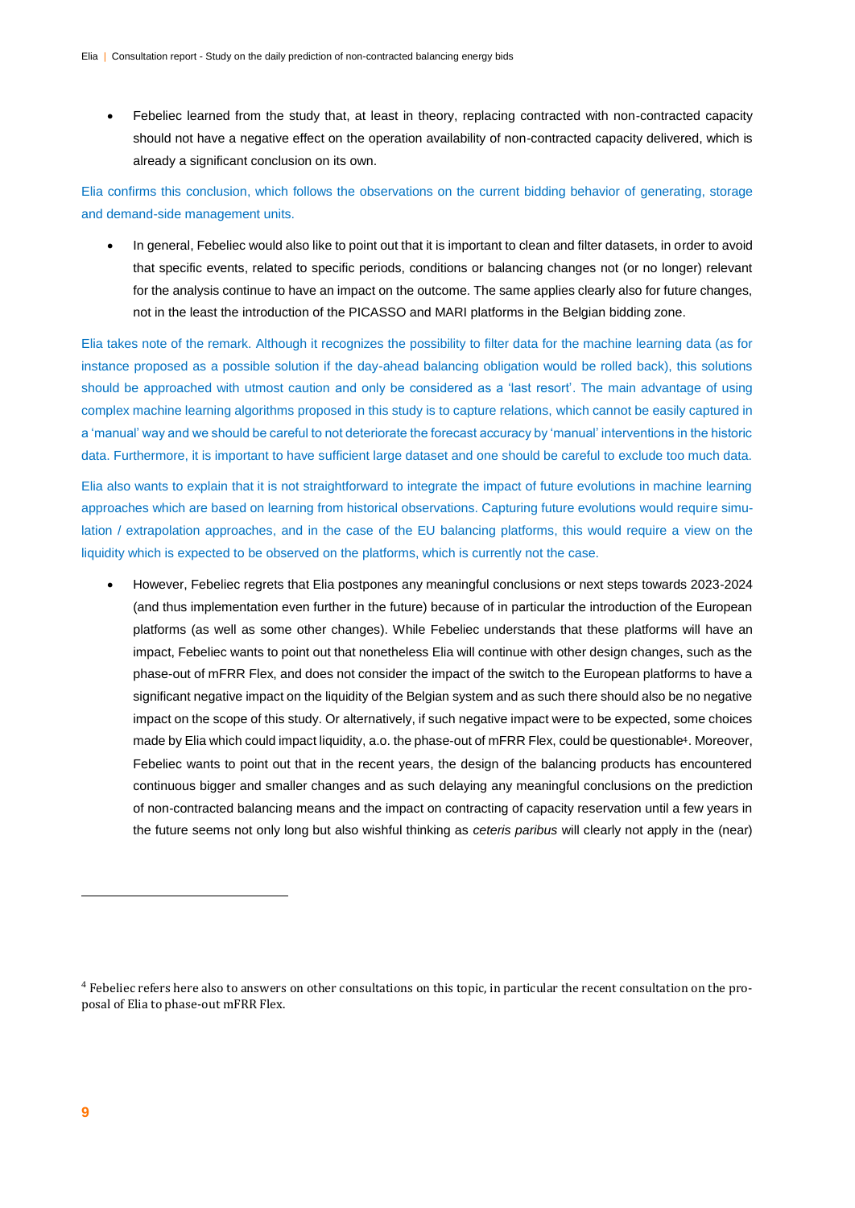- Febeliec learned from the study that, at least in theory, replacing contracted with non-contracted capacity should not have a negative effect on the operation availability of non-contracted capacity delivered, which is already a significant conclusion on its own.

Elia confirms this conclusion, which follows the observations on the current bidding behavior of generating, storage and demand-side management units.

- In general, Febeliec would also like to point out that it is important to clean and filter datasets, in order to avoid that specific events, related to specific periods, conditions or balancing changes not (or no longer) relevant for the analysis continue to have an impact on the outcome. The same applies clearly also for future changes, not in the least the introduction of the PICASSO and MARI platforms in the Belgian bidding zone.

Elia takes note of the remark. Although it recognizes the possibility to filter data for the machine learning data (as for instance proposed as a possible solution if the day-ahead balancing obligation would be rolled back), this solutions should be approached with utmost caution and only be considered as a 'last resort'. The main advantage of using complex machine learning algorithms proposed in this study is to capture relations, which cannot be easily captured in a 'manual' way and we should be careful to not deteriorate the forecast accuracy by 'manual' interventions in the historic data. Furthermore, it is important to have sufficient large dataset and one should be careful to exclude too much data.

Elia also wants to explain that it is not straightforward to integrate the impact of future evolutions in machine learning approaches which are based on learning from historical observations. Capturing future evolutions would require simulation / extrapolation approaches, and in the case of the EU balancing platforms, this would require a view on the liquidity which is expected to be observed on the platforms, which is currently not the case.

- However, Febeliec regrets that Elia postpones any meaningful conclusions or next steps towards 2023-2024 (and thus implementation even further in the future) because of in particular the introduction of the European platforms (as well as some other changes). While Febeliec understands that these platforms will have an impact, Febeliec wants to point out that nonetheless Elia will continue with other design changes, such as the phase-out of mFRR Flex, and does not consider the impact of the switch to the European platforms to have a significant negative impact on the liquidity of the Belgian system and as such there should also be no negative impact on the scope of this study. Or alternatively, if such negative impact were to be expected, some choices made by Elia which could impact liquidity, a.o. the phase-out of mFRR Flex, could be questionable[4]. Moreover, Febeliec wants to point out that in the recent years, the design of the balancing products has encountered continuous bigger and smaller changes and as such delaying any meaningful conclusions on the prediction of non-contracted balancing means and the impact on contracting of capacity reservation until a few years in the future seems not only long but also wishful thinking as *ceteris paribus* will clearly not apply in the (near)

[4] Febeliec refers here also to answers on other consultations on this topic, in particular the recent consultation on the proposal of Elia to phase-out mFRR Flex.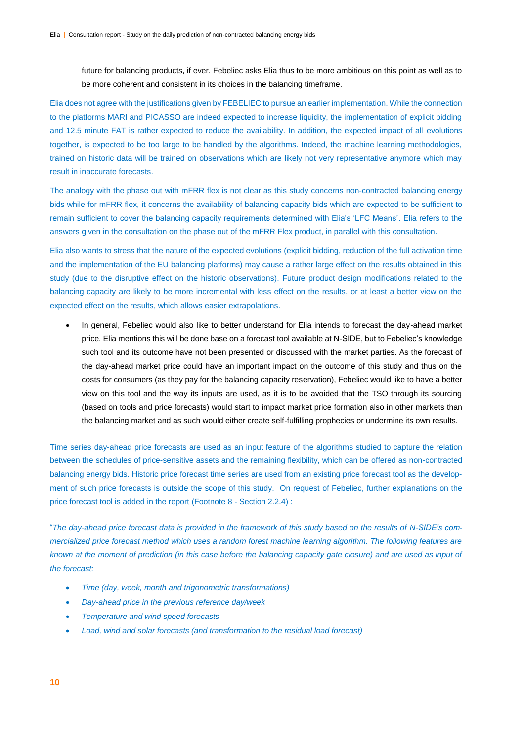future for balancing products, if ever. Febeliec asks Elia thus to be more ambitious on this point as well as to be more coherent and consistent in its choices in the balancing timeframe.

Elia does not agree with the justifications given by FEBELIEC to pursue an earlier implementation. While the connection to the platforms MARI and PICASSO are indeed expected to increase liquidity, the implementation of explicit bidding and 12.5 minute FAT is rather expected to reduce the availability. In addition, the expected impact of all evolutions together, is expected to be too large to be handled by the algorithms. Indeed, the machine learning methodologies, trained on historic data will be trained on observations which are likely not very representative anymore which may result in inaccurate forecasts.

The analogy with the phase out with mFRR flex is not clear as this study concerns non-contracted balancing energy bids while for mFRR flex, it concerns the availability of balancing capacity bids which are expected to be sufficient to remain sufficient to cover the balancing capacity requirements determined with Elia's 'LFC Means'. Elia refers to the answers given in the consultation on the phase out of the mFRR Flex product, in parallel with this consultation.

Elia also wants to stress that the nature of the expected evolutions (explicit bidding, reduction of the full activation time and the implementation of the EU balancing platforms) may cause a rather large effect on the results obtained in this study (due to the disruptive effect on the historic observations). Future product design modifications related to the balancing capacity are likely to be more incremental with less effect on the results, or at least a better view on the expected effect on the results, which allows easier extrapolations.

- In general, Febeliec would also like to better understand for Elia intends to forecast the day-ahead market price. Elia mentions this will be done base on a forecast tool available at N-SIDE, but to Febeliec's knowledge such tool and its outcome have not been presented or discussed with the market parties. As the forecast of the day-ahead market price could have an important impact on the outcome of this study and thus on the costs for consumers (as they pay for the balancing capacity reservation), Febeliec would like to have a better view on this tool and the way its inputs are used, as it is to be avoided that the TSO through its sourcing (based on tools and price forecasts) would start to impact market price formation also in other markets than the balancing market and as such would either create self-fulfilling prophecies or undermine its own results.

Time series day-ahead price forecasts are used as an input feature of the algorithms studied to capture the relation between the schedules of price-sensitive assets and the remaining flexibility, which can be offered as non-contracted balancing energy bids. Historic price forecast time series are used from an existing price forecast tool as the development of such price forecasts is outside the scope of this study. On request of Febeliec, further explanations on the price forecast tool is added in the report (Footnote 8 - Section 2.2.4) :

"*The day-ahead price forecast data is provided in the framework of this study based on the results of N-SIDE's commercialized price forecast method which uses a random forest machine learning algorithm. The following features are known at the moment of prediction (in this case before the balancing capacity gate closure) and are used as input of the forecast:*

- *Time (day, week, month and trigonometric transformations)*
- *Day-ahead price in the previous reference day/week*
- *Temperature and wind speed forecasts*
- *Load, wind and solar forecasts (and transformation to the residual load forecast)*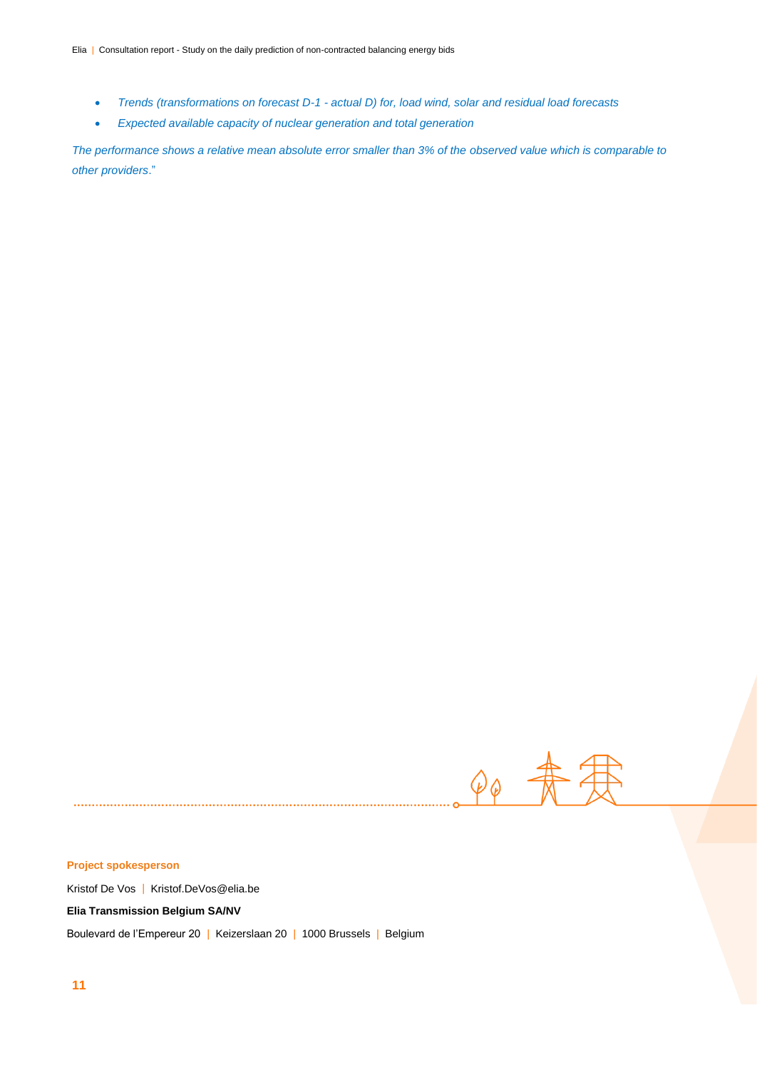- *Trends (transformations on forecast D-1 - actual D) for, load wind, solar and residual load forecasts*
- *Expected available capacity of nuclear generation and total generation*

*The performance shows a relative mean absolute error smaller than 3% of the observed value which is comparable to other providers*."

**Project spokesperson**

Kristof De Vos | Kristof.DeVos@elia.be

**Elia Transmission Belgium SA/NV**

Boulevard de l'Empereur 20 | Keizerslaan 20 | 1000 Brussels | Belgium